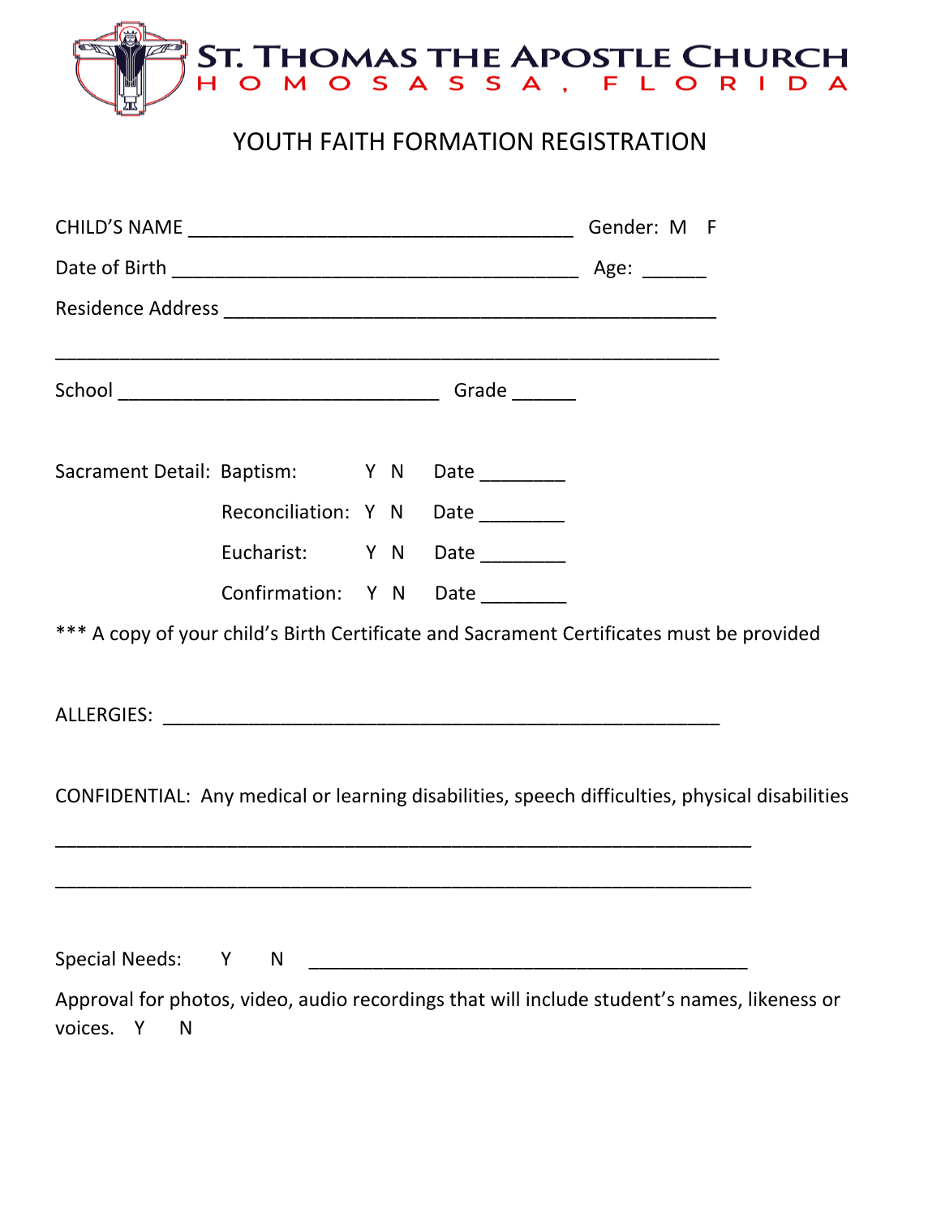# ST. THOMAS THE APOSTLE CHURCH

HOMOSASSA, FLORIDA

## YOUTH FAITH FORMATION REGISTRATION

CHILD'S NAME ___________________________________ Gender: M F

Date of Birth ______________________________________ Age: ______

Residence Address _____________________________________________

_____________________________________________________________

School ______________________________ Grade ______

Sacrament Detail: Baptism: Y N Date ________

Reconciliation: Y N Date ________

Eucharist: Y N Date ________

Confirmation: Y N Date ________

*** A copy of your child's Birth Certificate and Sacrament Certificates must be provided

ALLERGIES: ____________________________________________________

CONFIDENTIAL: Any medical or learning disabilities, speech difficulties, physical disabilities

_________________________________________________________________

_________________________________________________________________

Special Needs: Y N _________________________________________

Approval for photos, video, audio recordings that will include student's names, likeness or voices. Y N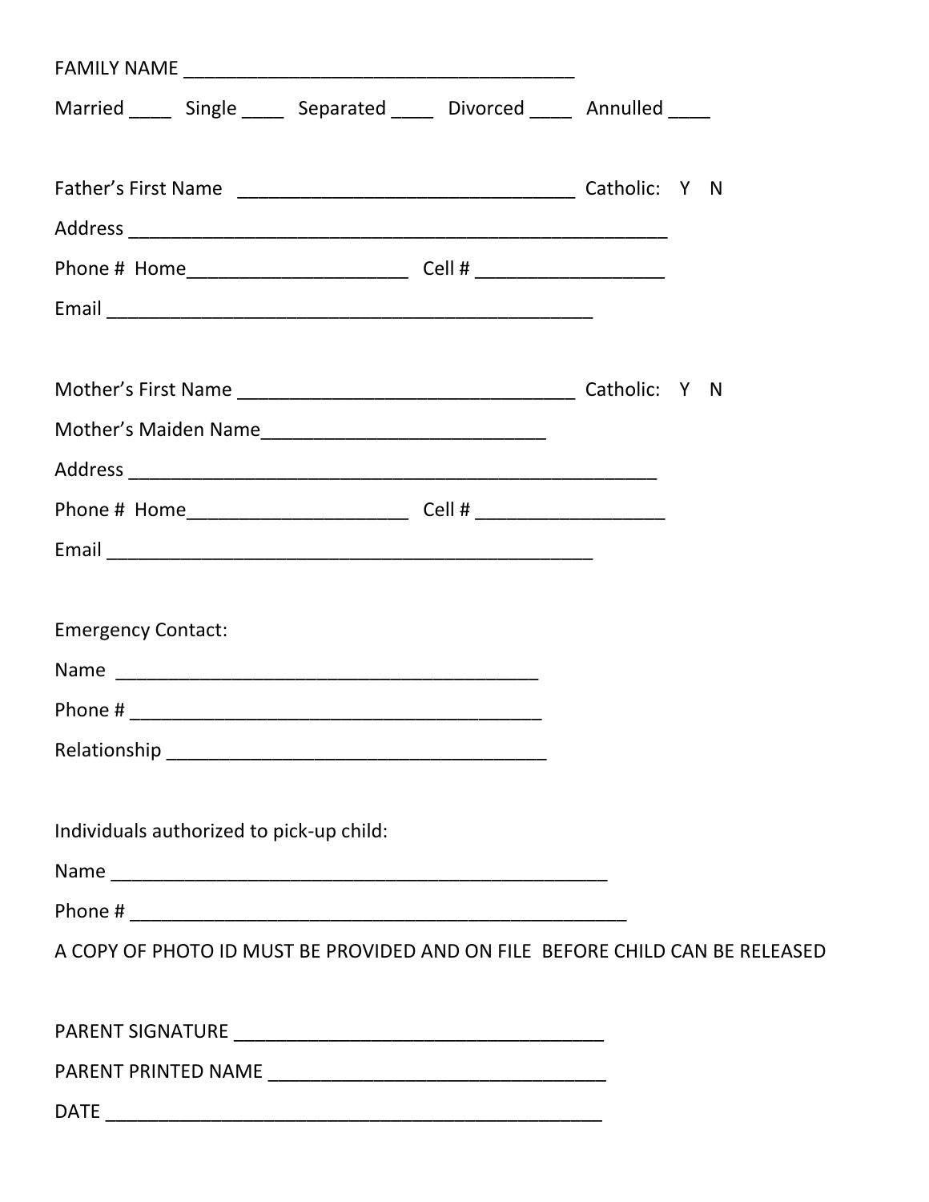FAMILY NAME ______________________________________

Married ____ Single ____ Separated ____ Divorced ____ Annulled ____

Father's First Name ________________________________ Catholic: Y N

Address ____________________________________________________

Phone # Home_____________________ Cell # __________________

Email ______________________________________________

Mother's First Name ________________________________ Catholic: Y N

Mother's Maiden Name___________________________

Address ___________________________________________________

Phone # Home_____________________ Cell # __________________

Email ______________________________________________

Emergency Contact:

Name ________________________________________

Phone # ________________________________________

Relationship _____________________________________

Individuals authorized to pick-up child:

Name ________________________________________________

Phone # ________________________________________________

A COPY OF PHOTO ID MUST BE PROVIDED AND ON FILE BEFORE CHILD CAN BE RELEASED

PARENT SIGNATURE ____________________________________

PARENT PRINTED NAME _________________________________

DATE ________________________________________________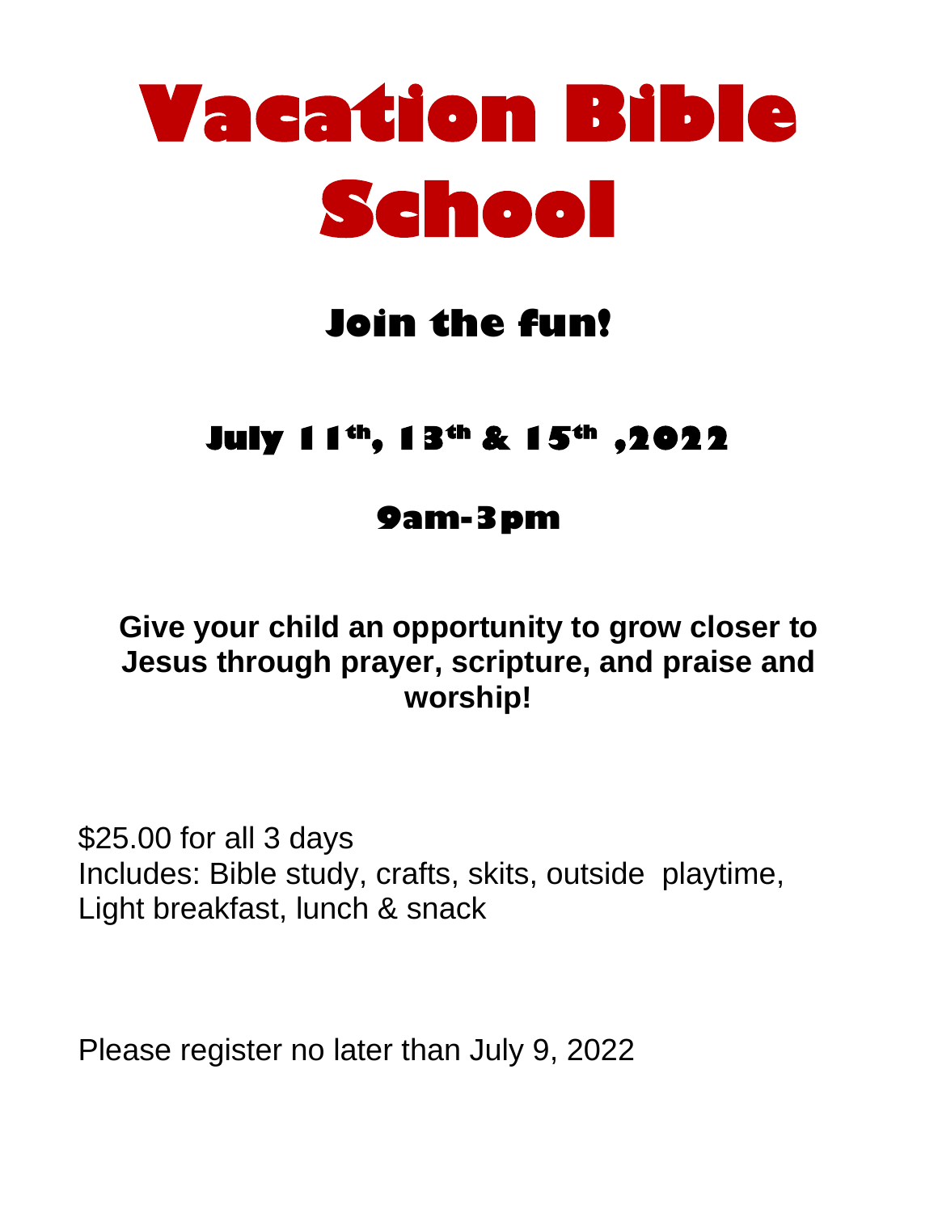# Vacation Bible School

## Join the fun!

## July 11th, 13th & 15th ,2022

## 9am-3pm

**Give your child an opportunity to grow closer to Jesus through prayer, scripture, and praise and worship!**

$25.00 for all 3 days
Includes: Bible study, crafts, skits, outside playtime, Light breakfast, lunch & snack

Please register no later than July 9, 2022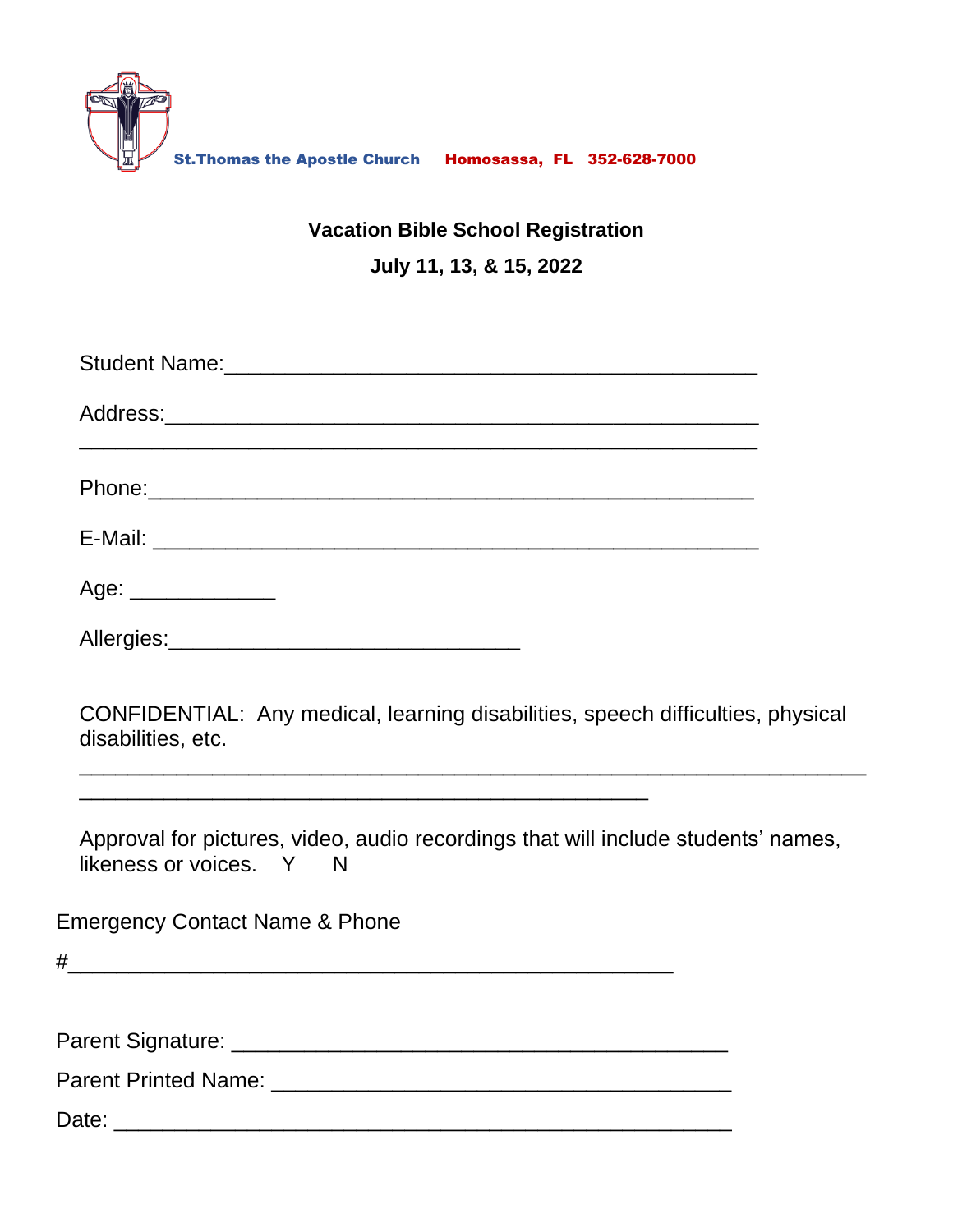St.Thomas the Apostle Church Homosassa, FL 352-628-7000

**Vacation Bible School Registration**

**July 11, 13, & 15, 2022**

Student Name:_____________________________________________

Address:_________________________________________________

_________________________________________________________

Phone:___________________________________________________

E-Mail: __________________________________________________

Age: ____________

Allergies:______________________________

CONFIDENTIAL: Any medical, learning disabilities, speech difficulties, physical disabilities, etc.

___________________________________________________________________

_________________________________________________

Approval for pictures, video, audio recordings that will include students' names, likeness or voices. Y N

Emergency Contact Name & Phone

#____________________________________________________

Parent Signature: __________________________________________

Parent Printed Name: _______________________________________

Date: _____________________________________________________